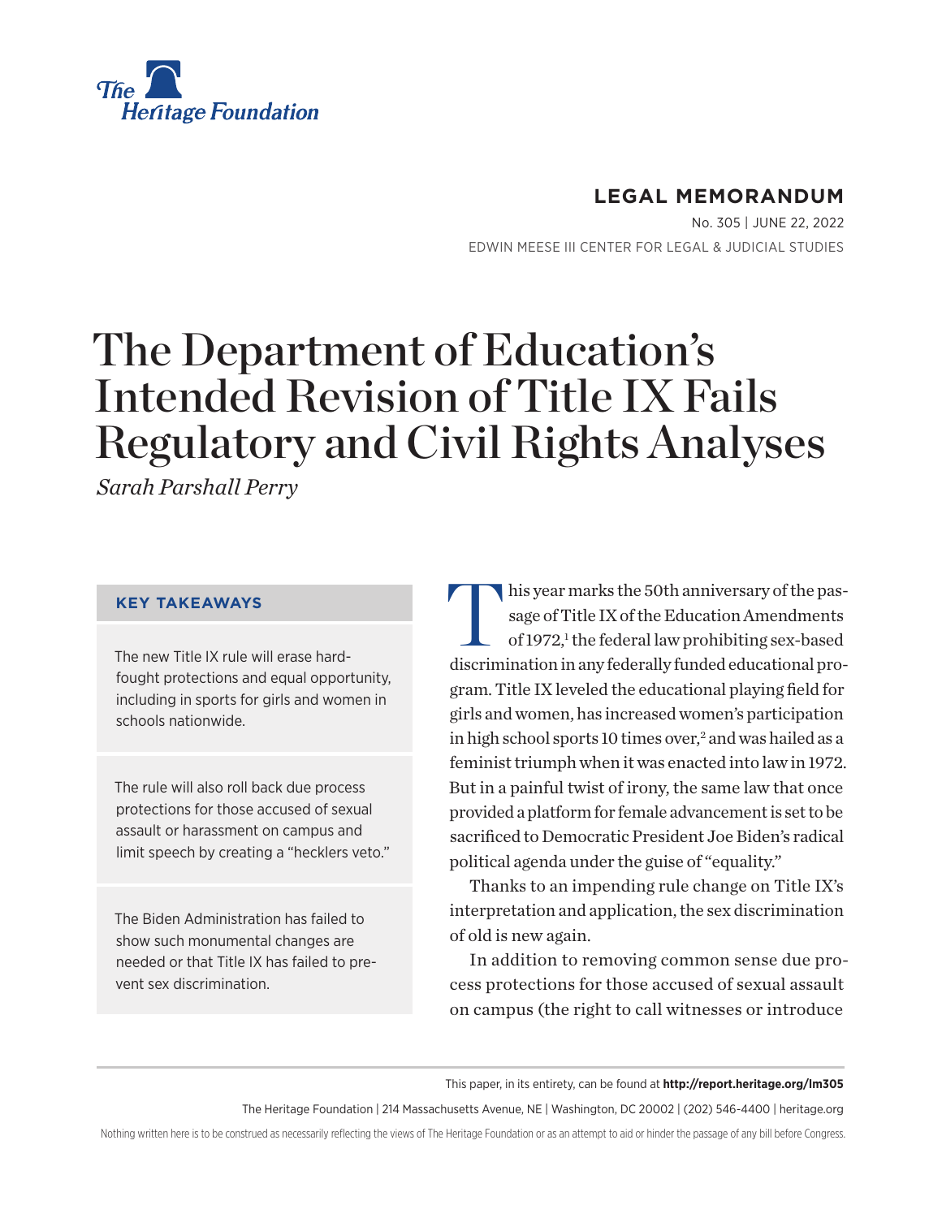The Heritage Foundation

**LEGAL MEMORANDUM**

No. 305 | JUNE 22, 2022

EDWIN MEESE III CENTER FOR LEGAL & JUDICIAL STUDIES

# The Department of Education's Intended Revision of Title IX Fails Regulatory and Civil Rights Analyses

*Sarah Parshall Perry*

### KEY TAKEAWAYS

The new Title IX rule will erase hard-fought protections and equal opportunity, including in sports for girls and women in schools nationwide.

The rule will also roll back due process protections for those accused of sexual assault or harassment on campus and limit speech by creating a "hecklers veto."

The Biden Administration has failed to show such monumental changes are needed or that Title IX has failed to prevent sex discrimination.

This year marks the 50th anniversary of the passage of Title IX of the Education Amendments of 1972,[1] the federal law prohibiting sex-based discrimination in any federally funded educational program. Title IX leveled the educational playing field for girls and women, has increased women's participation in high school sports 10 times over,[2] and was hailed as a feminist triumph when it was enacted into law in 1972. But in a painful twist of irony, the same law that once provided a platform for female advancement is set to be sacrificed to Democratic President Joe Biden's radical political agenda under the guise of "equality."

Thanks to an impending rule change on Title IX's interpretation and application, the sex discrimination of old is new again.

In addition to removing common sense due process protections for those accused of sexual assault on campus (the right to call witnesses or introduce

This paper, in its entirety, can be found at **http://report.heritage.org/lm305**

The Heritage Foundation | 214 Massachusetts Avenue, NE | Washington, DC 20002 | (202) 546-4400 | heritage.org

Nothing written here is to be construed as necessarily reflecting the views of The Heritage Foundation or as an attempt to aid or hinder the passage of any bill before Congress.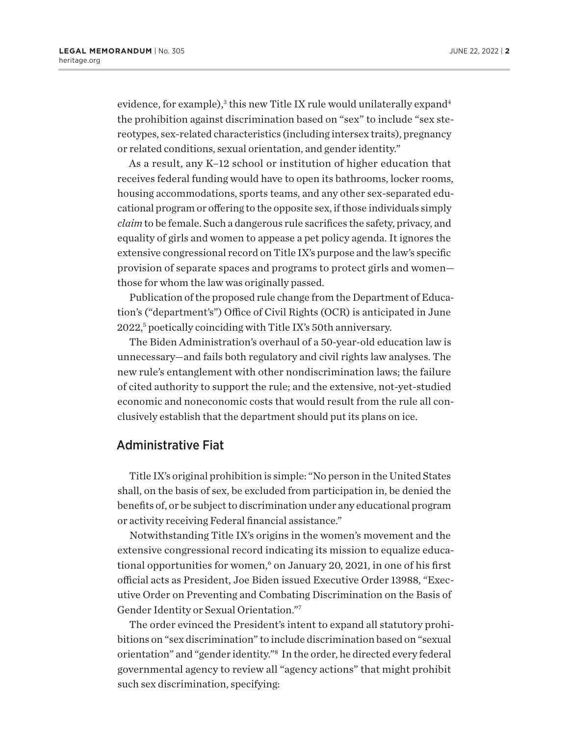evidence, for example),[3] this new Title IX rule would unilaterally expand[4] the prohibition against discrimination based on "sex" to include "sex stereotypes, sex-related characteristics (including intersex traits), pregnancy or related conditions, sexual orientation, and gender identity."

As a result, any K–12 school or institution of higher education that receives federal funding would have to open its bathrooms, locker rooms, housing accommodations, sports teams, and any other sex-separated educational program or offering to the opposite sex, if those individuals simply *claim* to be female. Such a dangerous rule sacrifices the safety, privacy, and equality of girls and women to appease a pet policy agenda. It ignores the extensive congressional record on Title IX's purpose and the law's specific provision of separate spaces and programs to protect girls and women—those for whom the law was originally passed.

Publication of the proposed rule change from the Department of Education's ("department's") Office of Civil Rights (OCR) is anticipated in June 2022,[5] poetically coinciding with Title IX's 50th anniversary.

The Biden Administration's overhaul of a 50-year-old education law is unnecessary—and fails both regulatory and civil rights law analyses. The new rule's entanglement with other nondiscrimination laws; the failure of cited authority to support the rule; and the extensive, not-yet-studied economic and noneconomic costs that would result from the rule all conclusively establish that the department should put its plans on ice.

## Administrative Fiat

Title IX's original prohibition is simple: "No person in the United States shall, on the basis of sex, be excluded from participation in, be denied the benefits of, or be subject to discrimination under any educational program or activity receiving Federal financial assistance."

Notwithstanding Title IX's origins in the women's movement and the extensive congressional record indicating its mission to equalize educational opportunities for women,[6] on January 20, 2021, in one of his first official acts as President, Joe Biden issued Executive Order 13988, "Executive Order on Preventing and Combating Discrimination on the Basis of Gender Identity or Sexual Orientation."[7]

The order evinced the President's intent to expand all statutory prohibitions on "sex discrimination" to include discrimination based on "sexual orientation" and "gender identity."[8] In the order, he directed every federal governmental agency to review all "agency actions" that might prohibit such sex discrimination, specifying: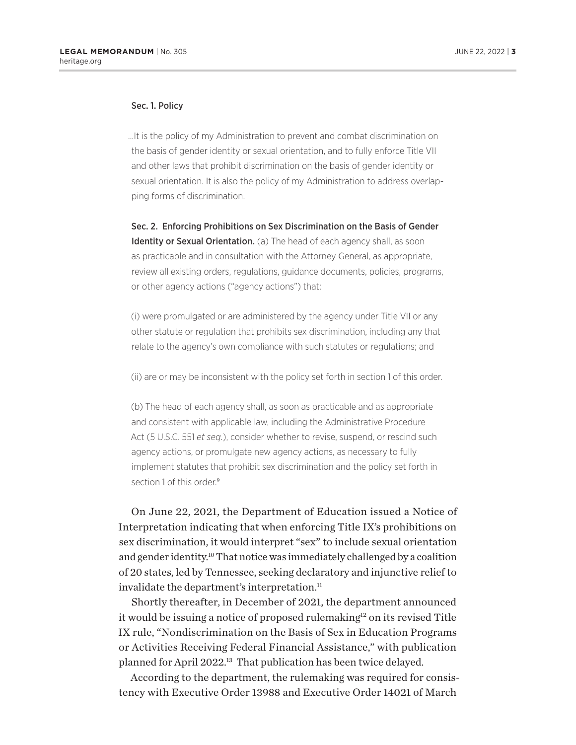Sec. 1. Policy

> …It is the policy of my Administration to prevent and combat discrimination on the basis of gender identity or sexual orientation, and to fully enforce Title VII and other laws that prohibit discrimination on the basis of gender identity or sexual orientation. It is also the policy of my Administration to address overlapping forms of discrimination.
>
> **Sec. 2. Enforcing Prohibitions on Sex Discrimination on the Basis of Gender Identity or Sexual Orientation.** (a) The head of each agency shall, as soon as practicable and in consultation with the Attorney General, as appropriate, review all existing orders, regulations, guidance documents, policies, programs, or other agency actions ("agency actions") that:
>
> (i) were promulgated or are administered by the agency under Title VII or any other statute or regulation that prohibits sex discrimination, including any that relate to the agency's own compliance with such statutes or regulations; and
>
> (ii) are or may be inconsistent with the policy set forth in section 1 of this order.
>
> (b) The head of each agency shall, as soon as practicable and as appropriate and consistent with applicable law, including the Administrative Procedure Act (5 U.S.C. 551 *et seq*.), consider whether to revise, suspend, or rescind such agency actions, or promulgate new agency actions, as necessary to fully implement statutes that prohibit sex discrimination and the policy set forth in section 1 of this order.[9]

On June 22, 2021, the Department of Education issued a Notice of Interpretation indicating that when enforcing Title IX's prohibitions on sex discrimination, it would interpret "sex" to include sexual orientation and gender identity.[10] That notice was immediately challenged by a coalition of 20 states, led by Tennessee, seeking declaratory and injunctive relief to invalidate the department's interpretation.[11]

Shortly thereafter, in December of 2021, the department announced it would be issuing a notice of proposed rulemaking[12] on its revised Title IX rule, "Nondiscrimination on the Basis of Sex in Education Programs or Activities Receiving Federal Financial Assistance," with publication planned for April 2022.[13] That publication has been twice delayed.

According to the department, the rulemaking was required for consistency with Executive Order 13988 and Executive Order 14021 of March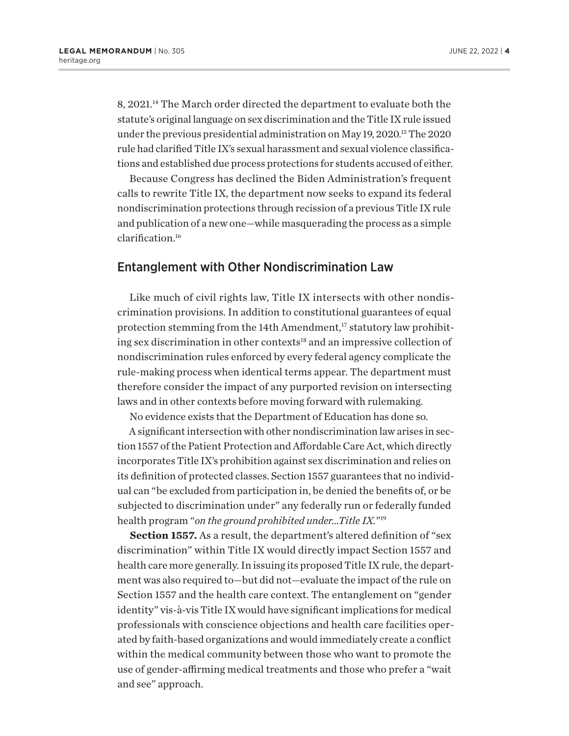8, 2021.[14] The March order directed the department to evaluate both the statute's original language on sex discrimination and the Title IX rule issued under the previous presidential administration on May 19, 2020.[15] The 2020 rule had clarified Title IX's sexual harassment and sexual violence classifications and established due process protections for students accused of either.

Because Congress has declined the Biden Administration's frequent calls to rewrite Title IX, the department now seeks to expand its federal nondiscrimination protections through recission of a previous Title IX rule and publication of a new one—while masquerading the process as a simple clarification.[16]

## Entanglement with Other Nondiscrimination Law

Like much of civil rights law, Title IX intersects with other nondiscrimination provisions. In addition to constitutional guarantees of equal protection stemming from the 14th Amendment,[17] statutory law prohibiting sex discrimination in other contexts[18] and an impressive collection of nondiscrimination rules enforced by every federal agency complicate the rule-making process when identical terms appear. The department must therefore consider the impact of any purported revision on intersecting laws and in other contexts before moving forward with rulemaking.

No evidence exists that the Department of Education has done so.

A significant intersection with other nondiscrimination law arises in section 1557 of the Patient Protection and Affordable Care Act, which directly incorporates Title IX's prohibition against sex discrimination and relies on its definition of protected classes. Section 1557 guarantees that no individual can "be excluded from participation in, be denied the benefits of, or be subjected to discrimination under" any federally run or federally funded health program "*on the ground prohibited under...Title IX.*"[19]

**Section 1557.** As a result, the department's altered definition of "sex discrimination" within Title IX would directly impact Section 1557 and health care more generally. In issuing its proposed Title IX rule, the department was also required to—but did not—evaluate the impact of the rule on Section 1557 and the health care context. The entanglement on "gender identity" vis-à-vis Title IX would have significant implications for medical professionals with conscience objections and health care facilities operated by faith-based organizations and would immediately create a conflict within the medical community between those who want to promote the use of gender-affirming medical treatments and those who prefer a "wait and see" approach.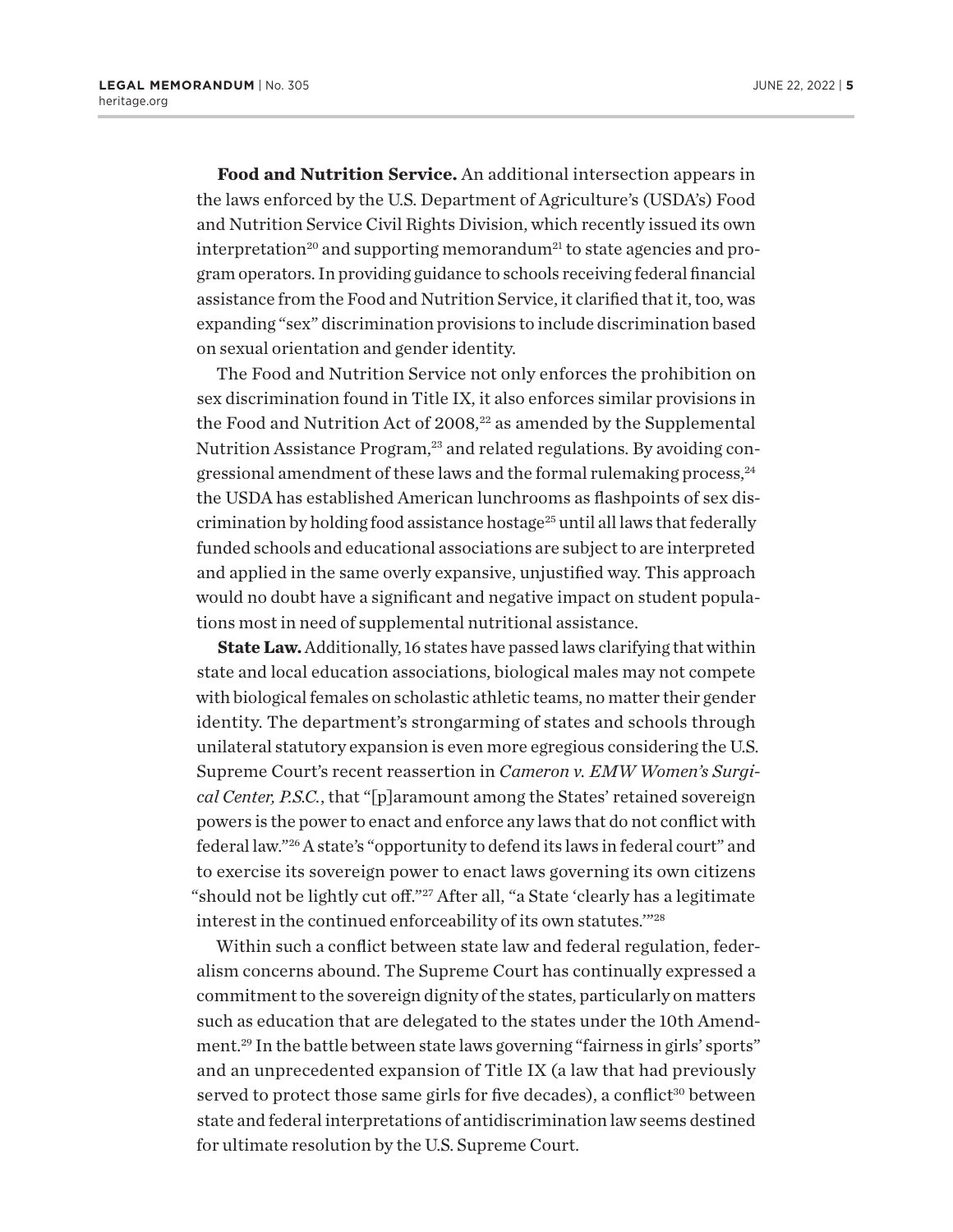**Food and Nutrition Service.** An additional intersection appears in the laws enforced by the U.S. Department of Agriculture's (USDA's) Food and Nutrition Service Civil Rights Division, which recently issued its own interpretation[20] and supporting memorandum[21] to state agencies and program operators. In providing guidance to schools receiving federal financial assistance from the Food and Nutrition Service, it clarified that it, too, was expanding "sex" discrimination provisions to include discrimination based on sexual orientation and gender identity.

The Food and Nutrition Service not only enforces the prohibition on sex discrimination found in Title IX, it also enforces similar provisions in the Food and Nutrition Act of 2008,[22] as amended by the Supplemental Nutrition Assistance Program,[23] and related regulations. By avoiding congressional amendment of these laws and the formal rulemaking process,[24] the USDA has established American lunchrooms as flashpoints of sex discrimination by holding food assistance hostage[25] until all laws that federally funded schools and educational associations are subject to are interpreted and applied in the same overly expansive, unjustified way. This approach would no doubt have a significant and negative impact on student populations most in need of supplemental nutritional assistance.

**State Law.** Additionally, 16 states have passed laws clarifying that within state and local education associations, biological males may not compete with biological females on scholastic athletic teams, no matter their gender identity. The department's strongarming of states and schools through unilateral statutory expansion is even more egregious considering the U.S. Supreme Court's recent reassertion in *Cameron v. EMW Women's Surgical Center, P.S.C.*, that "[p]aramount among the States' retained sovereign powers is the power to enact and enforce any laws that do not conflict with federal law."[26] A state's "opportunity to defend its laws in federal court" and to exercise its sovereign power to enact laws governing its own citizens "should not be lightly cut off."[27] After all, "a State 'clearly has a legitimate interest in the continued enforceability of its own statutes.'"[28]

Within such a conflict between state law and federal regulation, federalism concerns abound. The Supreme Court has continually expressed a commitment to the sovereign dignity of the states, particularly on matters such as education that are delegated to the states under the 10th Amendment.[29] In the battle between state laws governing "fairness in girls' sports" and an unprecedented expansion of Title IX (a law that had previously served to protect those same girls for five decades), a conflict[30] between state and federal interpretations of antidiscrimination law seems destined for ultimate resolution by the U.S. Supreme Court.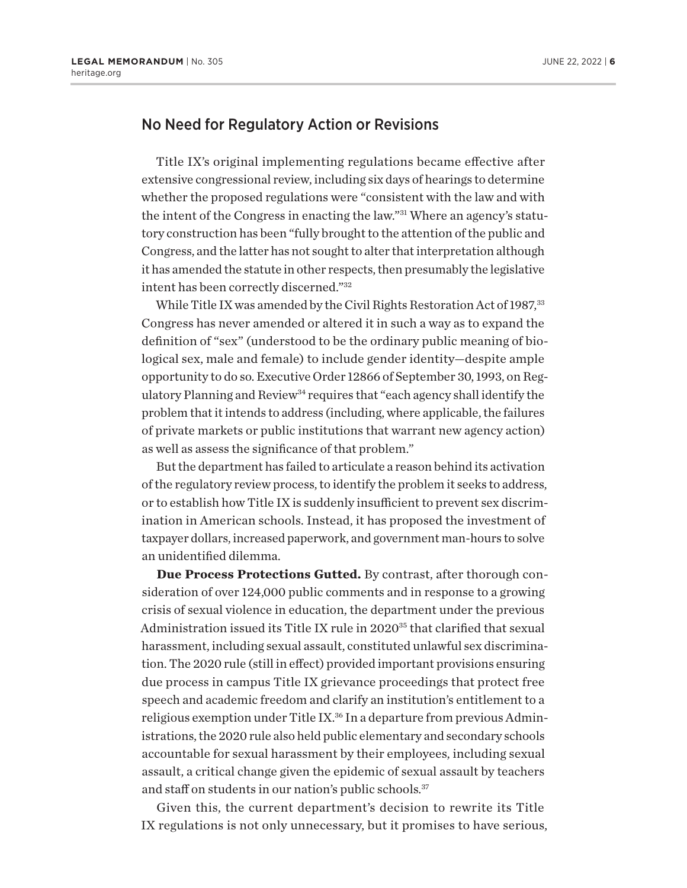## No Need for Regulatory Action or Revisions

Title IX's original implementing regulations became effective after extensive congressional review, including six days of hearings to determine whether the proposed regulations were "consistent with the law and with the intent of the Congress in enacting the law."[31] Where an agency's statutory construction has been "fully brought to the attention of the public and Congress, and the latter has not sought to alter that interpretation although it has amended the statute in other respects, then presumably the legislative intent has been correctly discerned."[32]

While Title IX was amended by the Civil Rights Restoration Act of 1987,[33] Congress has never amended or altered it in such a way as to expand the definition of "sex" (understood to be the ordinary public meaning of biological sex, male and female) to include gender identity—despite ample opportunity to do so. Executive Order 12866 of September 30, 1993, on Regulatory Planning and Review[34] requires that "each agency shall identify the problem that it intends to address (including, where applicable, the failures of private markets or public institutions that warrant new agency action) as well as assess the significance of that problem."

But the department has failed to articulate a reason behind its activation of the regulatory review process, to identify the problem it seeks to address, or to establish how Title IX is suddenly insufficient to prevent sex discrimination in American schools. Instead, it has proposed the investment of taxpayer dollars, increased paperwork, and government man-hours to solve an unidentified dilemma.

**Due Process Protections Gutted.** By contrast, after thorough consideration of over 124,000 public comments and in response to a growing crisis of sexual violence in education, the department under the previous Administration issued its Title IX rule in 2020[35] that clarified that sexual harassment, including sexual assault, constituted unlawful sex discrimination. The 2020 rule (still in effect) provided important provisions ensuring due process in campus Title IX grievance proceedings that protect free speech and academic freedom and clarify an institution's entitlement to a religious exemption under Title IX.[36] In a departure from previous Administrations, the 2020 rule also held public elementary and secondary schools accountable for sexual harassment by their employees, including sexual assault, a critical change given the epidemic of sexual assault by teachers and staff on students in our nation's public schools.[37]

Given this, the current department's decision to rewrite its Title IX regulations is not only unnecessary, but it promises to have serious,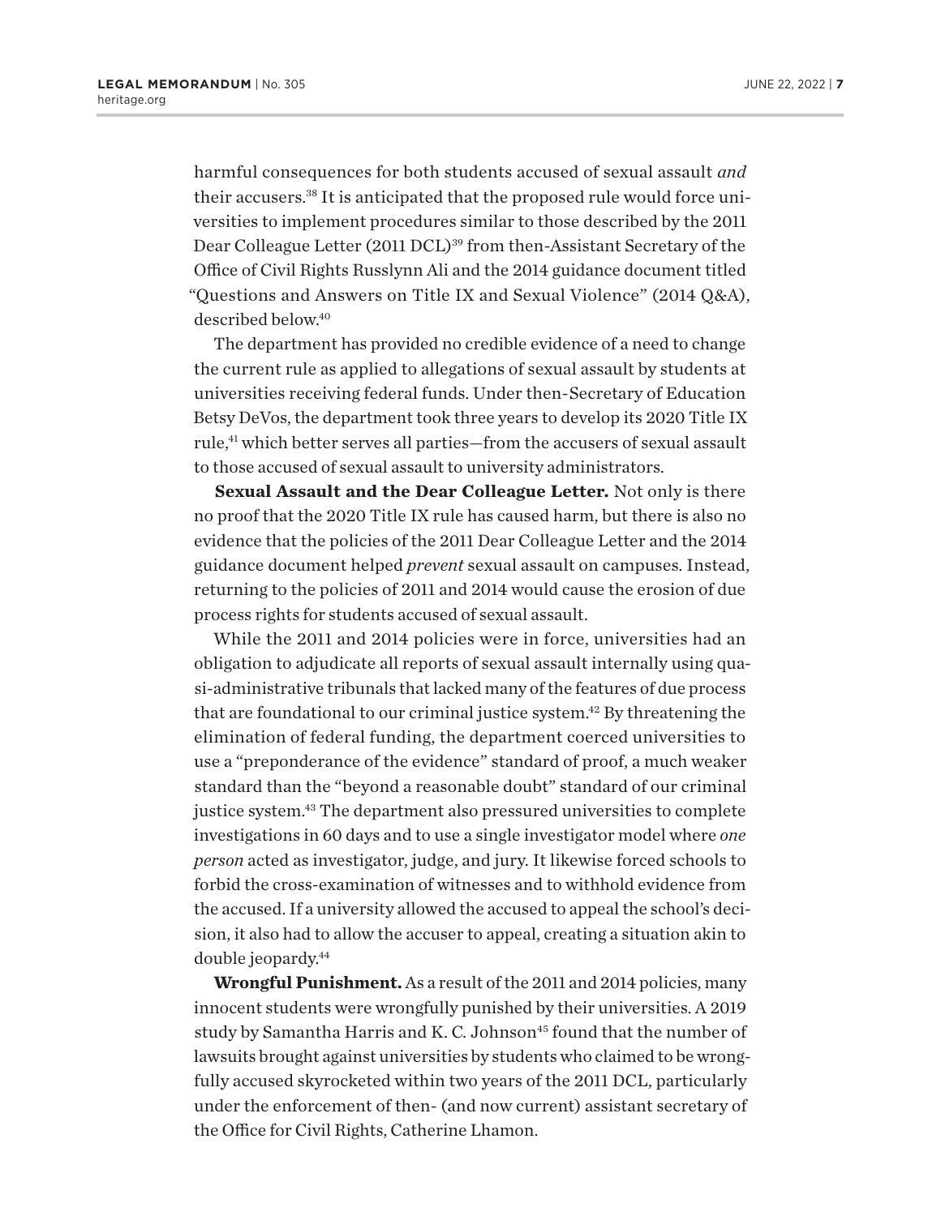harmful consequences for both students accused of sexual assault *and* their accusers.[38] It is anticipated that the proposed rule would force universities to implement procedures similar to those described by the 2011 Dear Colleague Letter (2011 DCL)[39] from then-Assistant Secretary of the Office of Civil Rights Russlynn Ali and the 2014 guidance document titled "Questions and Answers on Title IX and Sexual Violence" (2014 Q&A), described below.[40]

The department has provided no credible evidence of a need to change the current rule as applied to allegations of sexual assault by students at universities receiving federal funds. Under then-Secretary of Education Betsy DeVos, the department took three years to develop its 2020 Title IX rule,[41] which better serves all parties—from the accusers of sexual assault to those accused of sexual assault to university administrators.

**Sexual Assault and the Dear Colleague Letter.** Not only is there no proof that the 2020 Title IX rule has caused harm, but there is also no evidence that the policies of the 2011 Dear Colleague Letter and the 2014 guidance document helped *prevent* sexual assault on campuses. Instead, returning to the policies of 2011 and 2014 would cause the erosion of due process rights for students accused of sexual assault.

While the 2011 and 2014 policies were in force, universities had an obligation to adjudicate all reports of sexual assault internally using quasi-administrative tribunals that lacked many of the features of due process that are foundational to our criminal justice system.[42] By threatening the elimination of federal funding, the department coerced universities to use a "preponderance of the evidence" standard of proof, a much weaker standard than the "beyond a reasonable doubt" standard of our criminal justice system.[43] The department also pressured universities to complete investigations in 60 days and to use a single investigator model where *one person* acted as investigator, judge, and jury. It likewise forced schools to forbid the cross-examination of witnesses and to withhold evidence from the accused. If a university allowed the accused to appeal the school's decision, it also had to allow the accuser to appeal, creating a situation akin to double jeopardy.[44]

**Wrongful Punishment.** As a result of the 2011 and 2014 policies, many innocent students were wrongfully punished by their universities. A 2019 study by Samantha Harris and K. C. Johnson[45] found that the number of lawsuits brought against universities by students who claimed to be wrongfully accused skyrocketed within two years of the 2011 DCL, particularly under the enforcement of then- (and now current) assistant secretary of the Office for Civil Rights, Catherine Lhamon.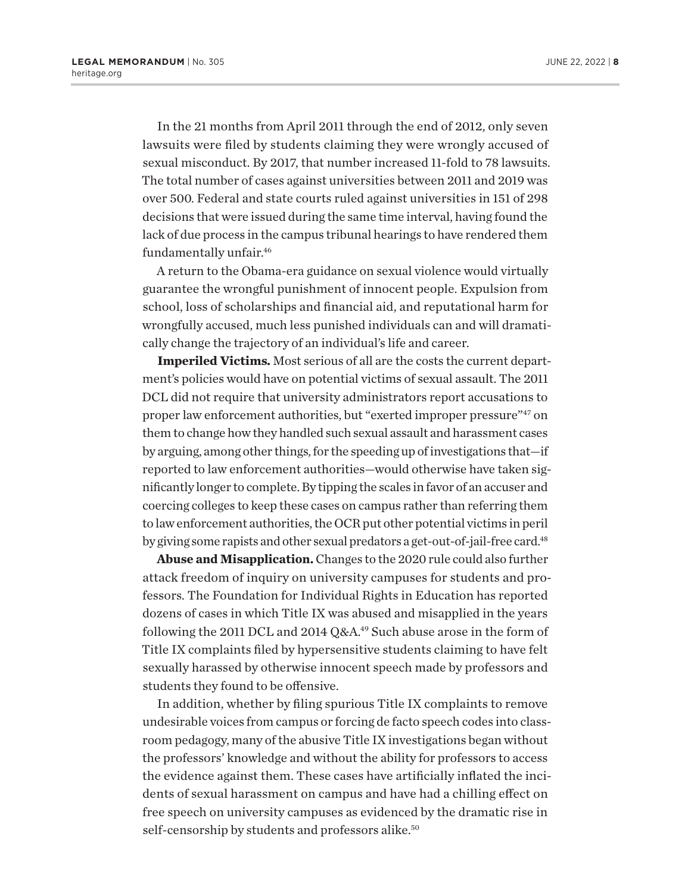In the 21 months from April 2011 through the end of 2012, only seven lawsuits were filed by students claiming they were wrongly accused of sexual misconduct. By 2017, that number increased 11-fold to 78 lawsuits. The total number of cases against universities between 2011 and 2019 was over 500. Federal and state courts ruled against universities in 151 of 298 decisions that were issued during the same time interval, having found the lack of due process in the campus tribunal hearings to have rendered them fundamentally unfair.[46]

A return to the Obama-era guidance on sexual violence would virtually guarantee the wrongful punishment of innocent people. Expulsion from school, loss of scholarships and financial aid, and reputational harm for wrongfully accused, much less punished individuals can and will dramatically change the trajectory of an individual's life and career.

**Imperiled Victims.** Most serious of all are the costs the current department's policies would have on potential victims of sexual assault. The 2011 DCL did not require that university administrators report accusations to proper law enforcement authorities, but "exerted improper pressure"[47] on them to change how they handled such sexual assault and harassment cases by arguing, among other things, for the speeding up of investigations that—if reported to law enforcement authorities—would otherwise have taken significantly longer to complete. By tipping the scales in favor of an accuser and coercing colleges to keep these cases on campus rather than referring them to law enforcement authorities, the OCR put other potential victims in peril by giving some rapists and other sexual predators a get-out-of-jail-free card.[48]

**Abuse and Misapplication.** Changes to the 2020 rule could also further attack freedom of inquiry on university campuses for students and professors. The Foundation for Individual Rights in Education has reported dozens of cases in which Title IX was abused and misapplied in the years following the 2011 DCL and 2014 Q&A.[49] Such abuse arose in the form of Title IX complaints filed by hypersensitive students claiming to have felt sexually harassed by otherwise innocent speech made by professors and students they found to be offensive.

In addition, whether by filing spurious Title IX complaints to remove undesirable voices from campus or forcing de facto speech codes into classroom pedagogy, many of the abusive Title IX investigations began without the professors' knowledge and without the ability for professors to access the evidence against them. These cases have artificially inflated the incidents of sexual harassment on campus and have had a chilling effect on free speech on university campuses as evidenced by the dramatic rise in self-censorship by students and professors alike.[50]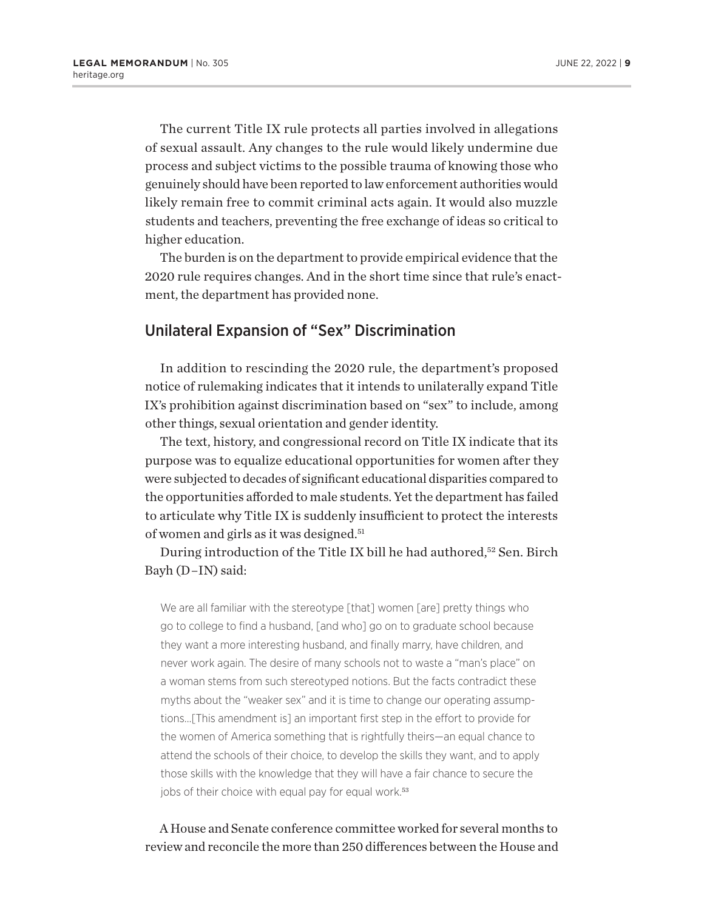The current Title IX rule protects all parties involved in allegations of sexual assault. Any changes to the rule would likely undermine due process and subject victims to the possible trauma of knowing those who genuinely should have been reported to law enforcement authorities would likely remain free to commit criminal acts again. It would also muzzle students and teachers, preventing the free exchange of ideas so critical to higher education.

The burden is on the department to provide empirical evidence that the 2020 rule requires changes. And in the short time since that rule's enactment, the department has provided none.

## Unilateral Expansion of "Sex" Discrimination

In addition to rescinding the 2020 rule, the department's proposed notice of rulemaking indicates that it intends to unilaterally expand Title IX's prohibition against discrimination based on "sex" to include, among other things, sexual orientation and gender identity.

The text, history, and congressional record on Title IX indicate that its purpose was to equalize educational opportunities for women after they were subjected to decades of significant educational disparities compared to the opportunities afforded to male students. Yet the department has failed to articulate why Title IX is suddenly insufficient to protect the interests of women and girls as it was designed.[51]

During introduction of the Title IX bill he had authored,[52] Sen. Birch Bayh (D–IN) said:

> We are all familiar with the stereotype [that] women [are] pretty things who go to college to find a husband, [and who] go on to graduate school because they want a more interesting husband, and finally marry, have children, and never work again. The desire of many schools not to waste a "man's place" on a woman stems from such stereotyped notions. But the facts contradict these myths about the "weaker sex" and it is time to change our operating assumptions…[This amendment is] an important first step in the effort to provide for the women of America something that is rightfully theirs—an equal chance to attend the schools of their choice, to develop the skills they want, and to apply those skills with the knowledge that they will have a fair chance to secure the jobs of their choice with equal pay for equal work.[53]

A House and Senate conference committee worked for several months to review and reconcile the more than 250 differences between the House and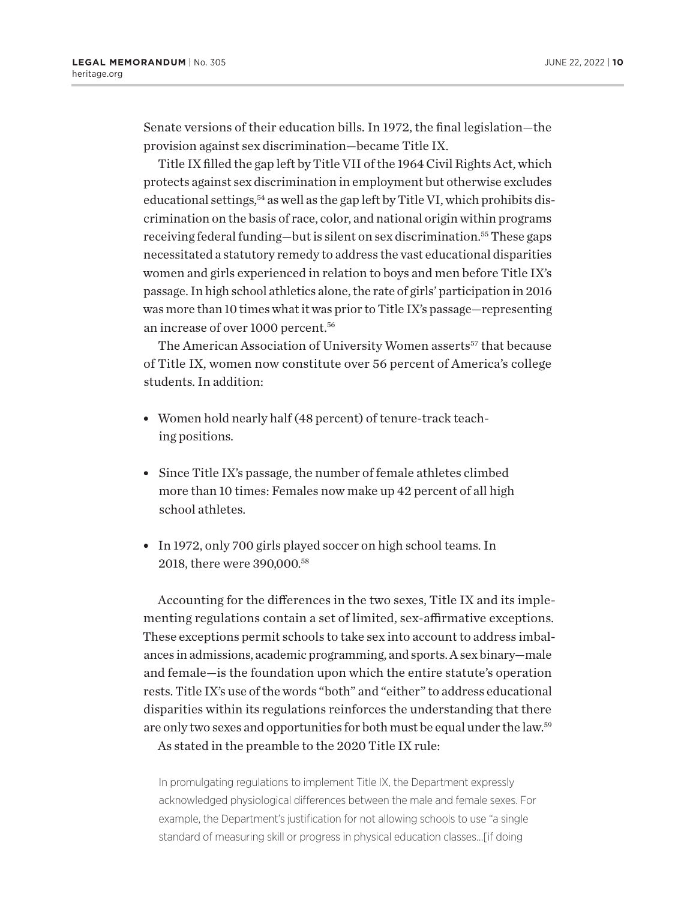Senate versions of their education bills. In 1972, the final legislation—the provision against sex discrimination—became Title IX.

Title IX filled the gap left by Title VII of the 1964 Civil Rights Act, which protects against sex discrimination in employment but otherwise excludes educational settings,[54] as well as the gap left by Title VI, which prohibits discrimination on the basis of race, color, and national origin within programs receiving federal funding—but is silent on sex discrimination.[55] These gaps necessitated a statutory remedy to address the vast educational disparities women and girls experienced in relation to boys and men before Title IX's passage. In high school athletics alone, the rate of girls' participation in 2016 was more than 10 times what it was prior to Title IX's passage—representing an increase of over 1000 percent.[56]

The American Association of University Women asserts[57] that because of Title IX, women now constitute over 56 percent of America's college students. In addition:

- Women hold nearly half (48 percent) of tenure-track teaching positions.
- Since Title IX's passage, the number of female athletes climbed more than 10 times: Females now make up 42 percent of all high school athletes.
- In 1972, only 700 girls played soccer on high school teams. In 2018, there were 390,000.[58]

Accounting for the differences in the two sexes, Title IX and its implementing regulations contain a set of limited, sex-affirmative exceptions. These exceptions permit schools to take sex into account to address imbalances in admissions, academic programming, and sports. A sex binary—male and female—is the foundation upon which the entire statute's operation rests. Title IX's use of the words "both" and "either" to address educational disparities within its regulations reinforces the understanding that there are only two sexes and opportunities for both must be equal under the law.[59]

As stated in the preamble to the 2020 Title IX rule:

> In promulgating regulations to implement Title IX, the Department expressly acknowledged physiological differences between the male and female sexes. For example, the Department's justification for not allowing schools to use "a single standard of measuring skill or progress in physical education classes…[if doing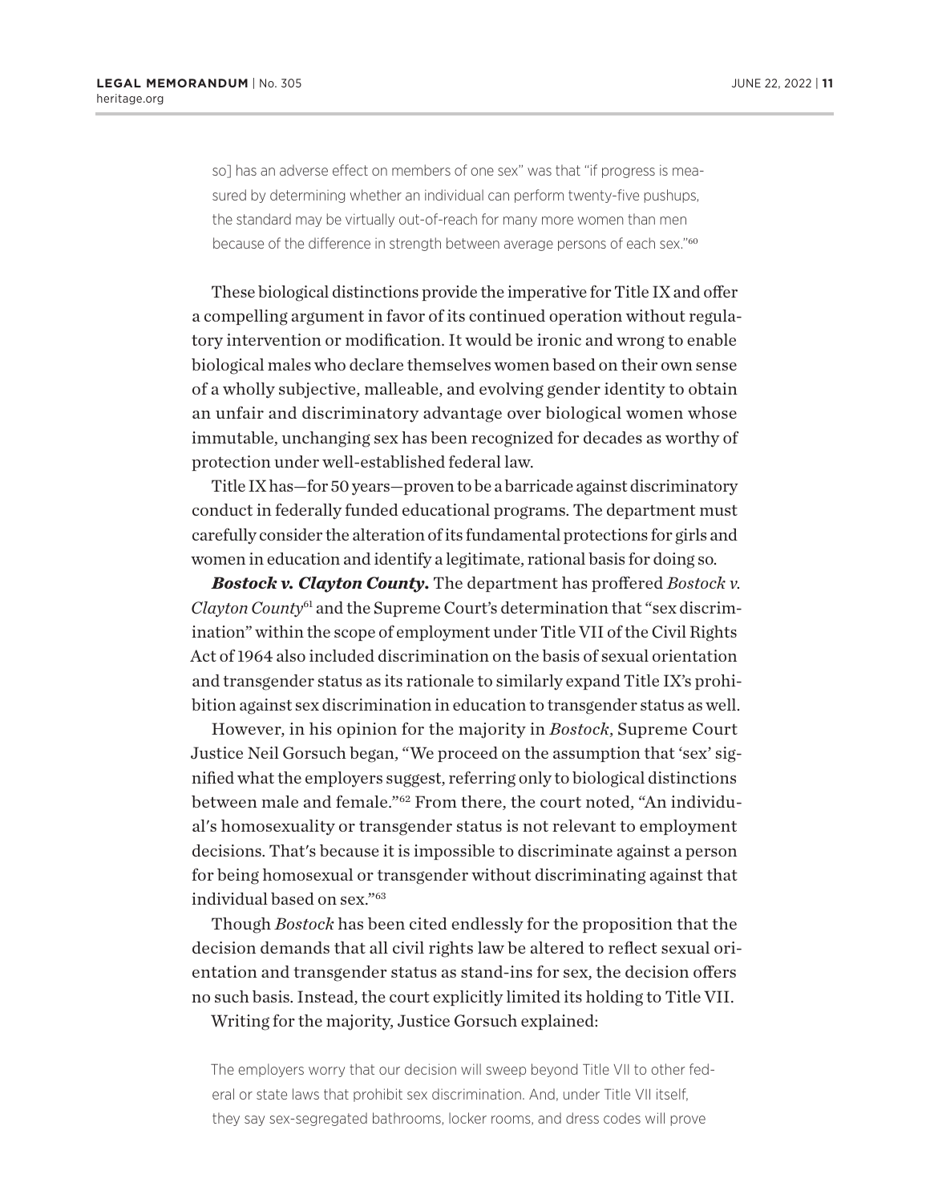so] has an adverse effect on members of one sex" was that "if progress is measured by determining whether an individual can perform twenty-five pushups, the standard may be virtually out-of-reach for many more women than men because of the difference in strength between average persons of each sex."[60]

These biological distinctions provide the imperative for Title IX and offer a compelling argument in favor of its continued operation without regulatory intervention or modification. It would be ironic and wrong to enable biological males who declare themselves women based on their own sense of a wholly subjective, malleable, and evolving gender identity to obtain an unfair and discriminatory advantage over biological women whose immutable, unchanging sex has been recognized for decades as worthy of protection under well-established federal law.

Title IX has—for 50 years—proven to be a barricade against discriminatory conduct in federally funded educational programs. The department must carefully consider the alteration of its fundamental protections for girls and women in education and identify a legitimate, rational basis for doing so.

***Bostock v. Clayton County.*** The department has proffered *Bostock v. Clayton County*[61] and the Supreme Court's determination that "sex discrimination" within the scope of employment under Title VII of the Civil Rights Act of 1964 also included discrimination on the basis of sexual orientation and transgender status as its rationale to similarly expand Title IX's prohibition against sex discrimination in education to transgender status as well.

However, in his opinion for the majority in *Bostock*, Supreme Court Justice Neil Gorsuch began, "We proceed on the assumption that 'sex' signified what the employers suggest, referring only to biological distinctions between male and female."[62] From there, the court noted, "An individual's homosexuality or transgender status is not relevant to employment decisions. That's because it is impossible to discriminate against a person for being homosexual or transgender without discriminating against that individual based on sex."[63]

Though *Bostock* has been cited endlessly for the proposition that the decision demands that all civil rights law be altered to reflect sexual orientation and transgender status as stand-ins for sex, the decision offers no such basis. Instead, the court explicitly limited its holding to Title VII.

Writing for the majority, Justice Gorsuch explained:

> The employers worry that our decision will sweep beyond Title VII to other federal or state laws that prohibit sex discrimination. And, under Title VII itself, they say sex-segregated bathrooms, locker rooms, and dress codes will prove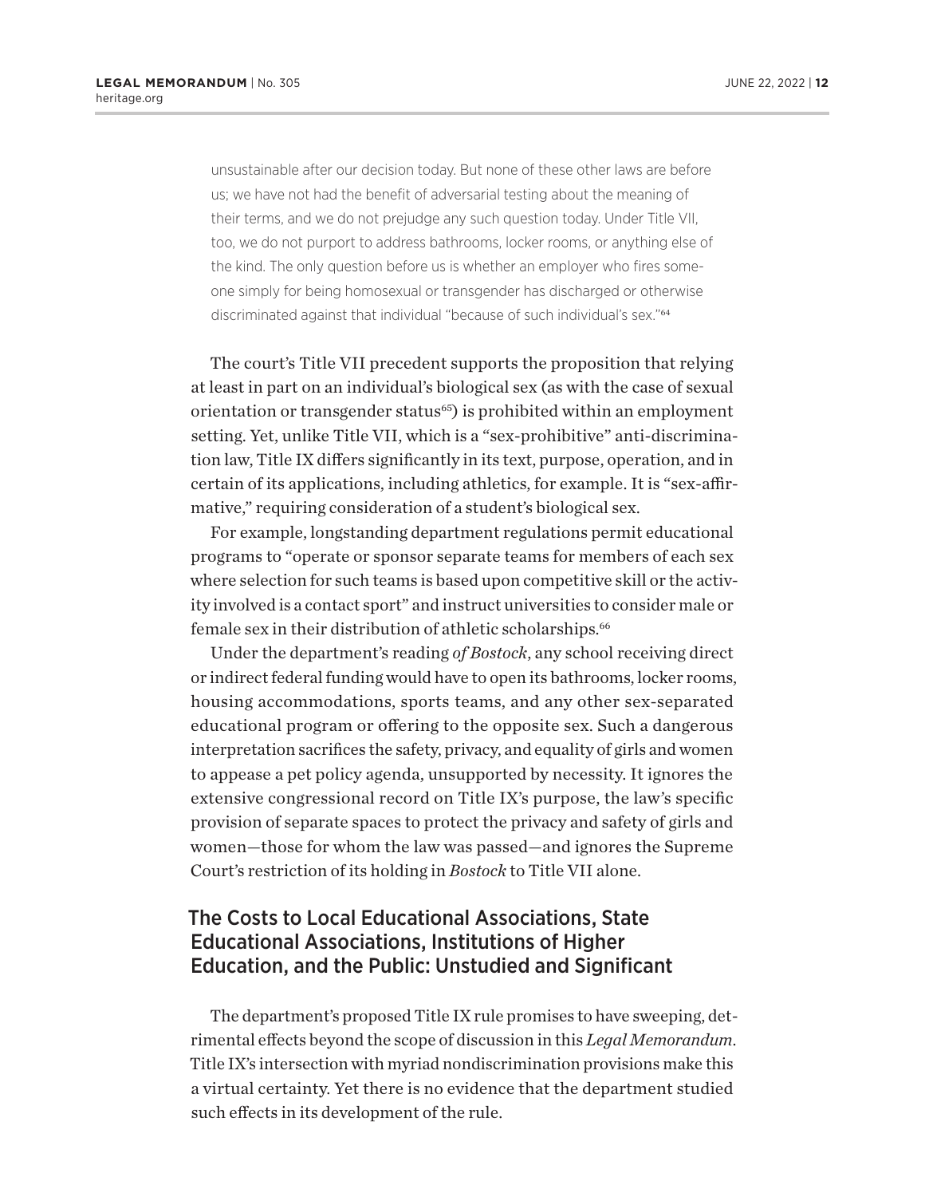> unsustainable after our decision today. But none of these other laws are before us; we have not had the benefit of adversarial testing about the meaning of their terms, and we do not prejudge any such question today. Under Title VII, too, we do not purport to address bathrooms, locker rooms, or anything else of the kind. The only question before us is whether an employer who fires someone simply for being homosexual or transgender has discharged or otherwise discriminated against that individual "because of such individual's sex."[64]

The court's Title VII precedent supports the proposition that relying at least in part on an individual's biological sex (as with the case of sexual orientation or transgender status[65]) is prohibited within an employment setting. Yet, unlike Title VII, which is a "sex-prohibitive" anti-discrimination law, Title IX differs significantly in its text, purpose, operation, and in certain of its applications, including athletics, for example. It is "sex-affirmative," requiring consideration of a student's biological sex.

For example, longstanding department regulations permit educational programs to "operate or sponsor separate teams for members of each sex where selection for such teams is based upon competitive skill or the activity involved is a contact sport" and instruct universities to consider male or female sex in their distribution of athletic scholarships.[66]

Under the department's reading *of Bostock*, any school receiving direct or indirect federal funding would have to open its bathrooms, locker rooms, housing accommodations, sports teams, and any other sex-separated educational program or offering to the opposite sex. Such a dangerous interpretation sacrifices the safety, privacy, and equality of girls and women to appease a pet policy agenda, unsupported by necessity. It ignores the extensive congressional record on Title IX's purpose, the law's specific provision of separate spaces to protect the privacy and safety of girls and women—those for whom the law was passed—and ignores the Supreme Court's restriction of its holding in *Bostock* to Title VII alone.

## The Costs to Local Educational Associations, State Educational Associations, Institutions of Higher Education, and the Public: Unstudied and Significant

The department's proposed Title IX rule promises to have sweeping, detrimental effects beyond the scope of discussion in this *Legal Memorandum*. Title IX's intersection with myriad nondiscrimination provisions make this a virtual certainty. Yet there is no evidence that the department studied such effects in its development of the rule.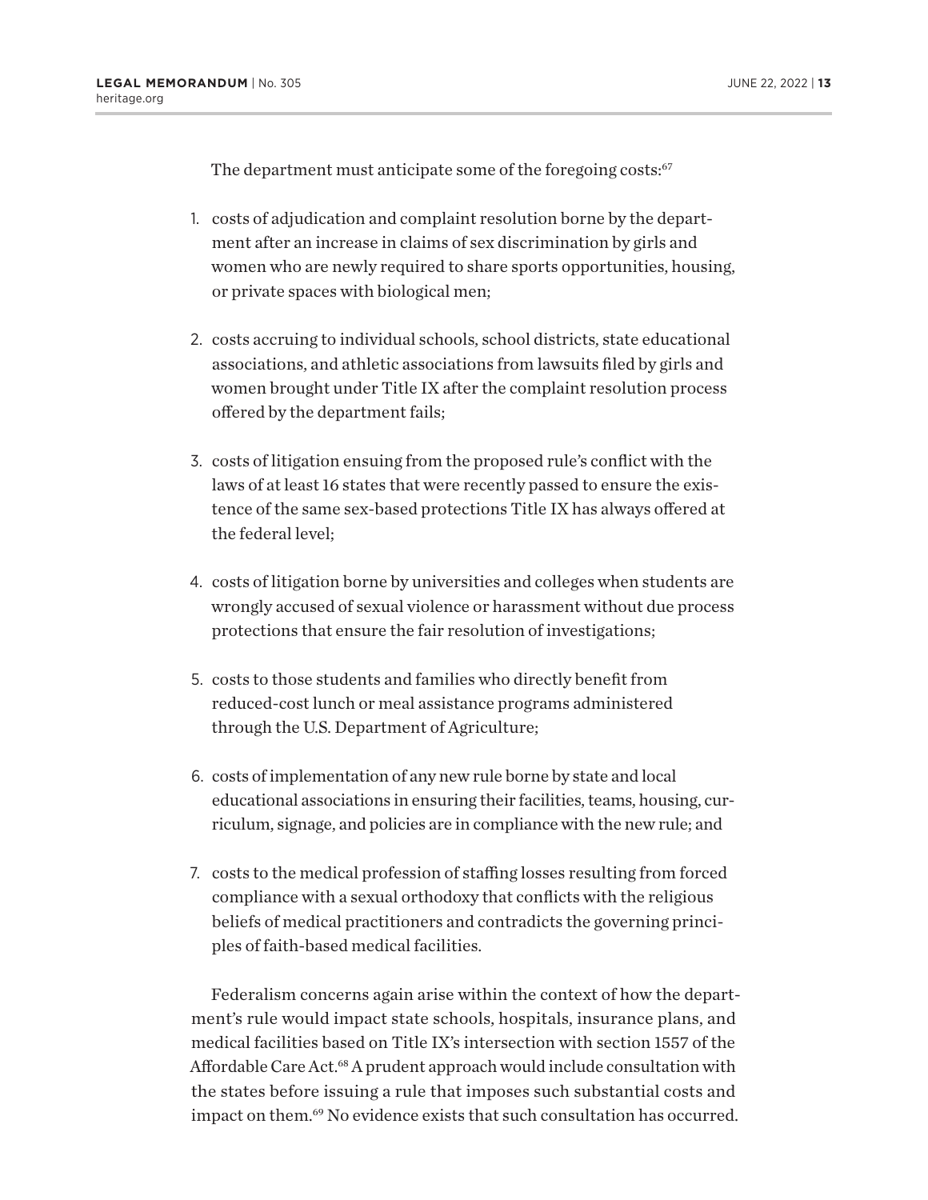The department must anticipate some of the foregoing costs:[67]

1. costs of adjudication and complaint resolution borne by the department after an increase in claims of sex discrimination by girls and women who are newly required to share sports opportunities, housing, or private spaces with biological men;

2. costs accruing to individual schools, school districts, state educational associations, and athletic associations from lawsuits filed by girls and women brought under Title IX after the complaint resolution process offered by the department fails;

3. costs of litigation ensuing from the proposed rule's conflict with the laws of at least 16 states that were recently passed to ensure the existence of the same sex-based protections Title IX has always offered at the federal level;

4. costs of litigation borne by universities and colleges when students are wrongly accused of sexual violence or harassment without due process protections that ensure the fair resolution of investigations;

5. costs to those students and families who directly benefit from reduced-cost lunch or meal assistance programs administered through the U.S. Department of Agriculture;

6. costs of implementation of any new rule borne by state and local educational associations in ensuring their facilities, teams, housing, curriculum, signage, and policies are in compliance with the new rule; and

7. costs to the medical profession of staffing losses resulting from forced compliance with a sexual orthodoxy that conflicts with the religious beliefs of medical practitioners and contradicts the governing principles of faith-based medical facilities.

Federalism concerns again arise within the context of how the department's rule would impact state schools, hospitals, insurance plans, and medical facilities based on Title IX's intersection with section 1557 of the Affordable Care Act.[68] A prudent approach would include consultation with the states before issuing a rule that imposes such substantial costs and impact on them.[69] No evidence exists that such consultation has occurred.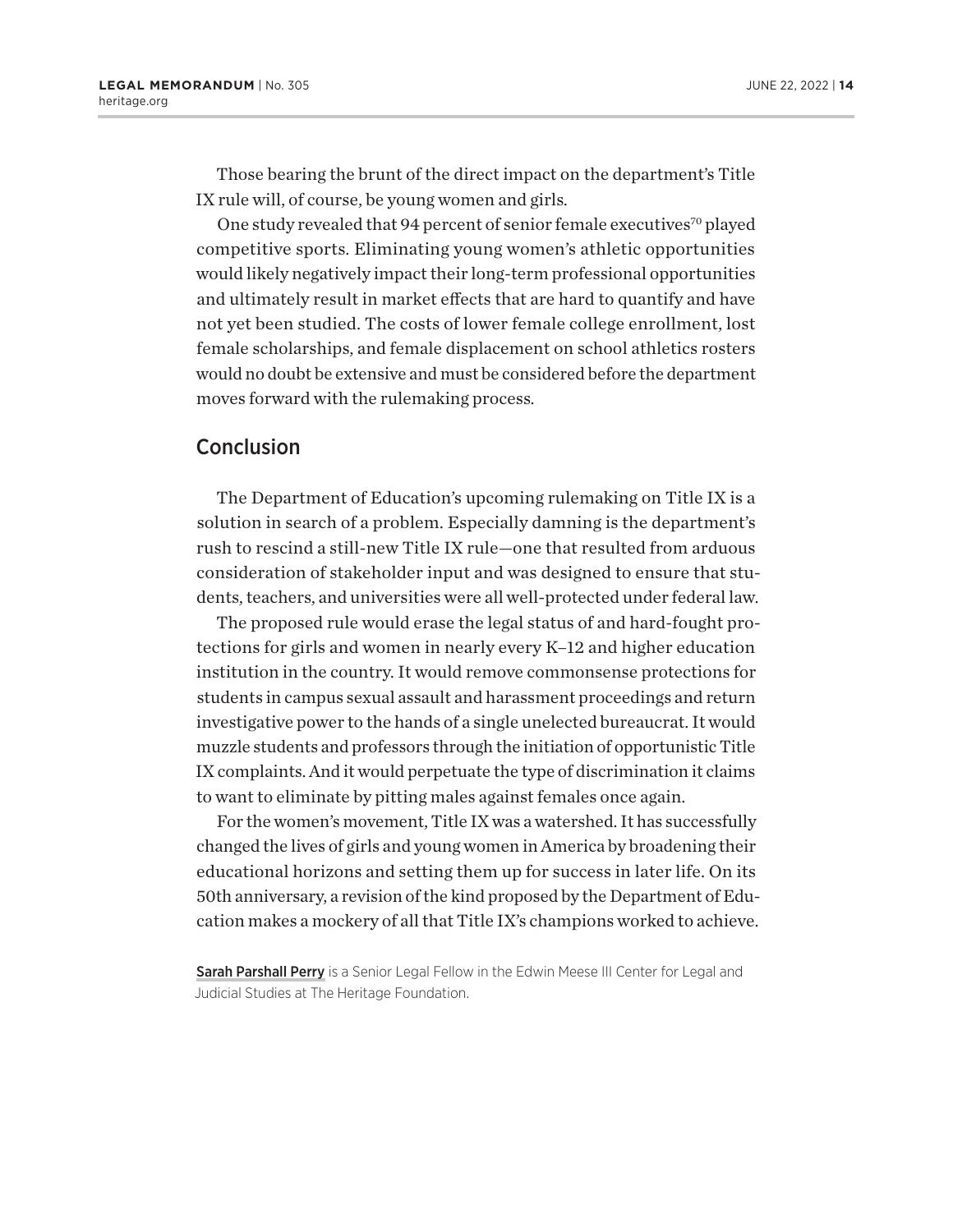Those bearing the brunt of the direct impact on the department's Title IX rule will, of course, be young women and girls.

One study revealed that 94 percent of senior female executives[70] played competitive sports. Eliminating young women's athletic opportunities would likely negatively impact their long-term professional opportunities and ultimately result in market effects that are hard to quantify and have not yet been studied. The costs of lower female college enrollment, lost female scholarships, and female displacement on school athletics rosters would no doubt be extensive and must be considered before the department moves forward with the rulemaking process.

## Conclusion

The Department of Education's upcoming rulemaking on Title IX is a solution in search of a problem. Especially damning is the department's rush to rescind a still-new Title IX rule—one that resulted from arduous consideration of stakeholder input and was designed to ensure that students, teachers, and universities were all well-protected under federal law.

The proposed rule would erase the legal status of and hard-fought protections for girls and women in nearly every K–12 and higher education institution in the country. It would remove commonsense protections for students in campus sexual assault and harassment proceedings and return investigative power to the hands of a single unelected bureaucrat. It would muzzle students and professors through the initiation of opportunistic Title IX complaints. And it would perpetuate the type of discrimination it claims to want to eliminate by pitting males against females once again.

For the women's movement, Title IX was a watershed. It has successfully changed the lives of girls and young women in America by broadening their educational horizons and setting them up for success in later life. On its 50th anniversary, a revision of the kind proposed by the Department of Education makes a mockery of all that Title IX's champions worked to achieve.

**Sarah Parshall Perry** is a Senior Legal Fellow in the Edwin Meese III Center for Legal and Judicial Studies at The Heritage Foundation.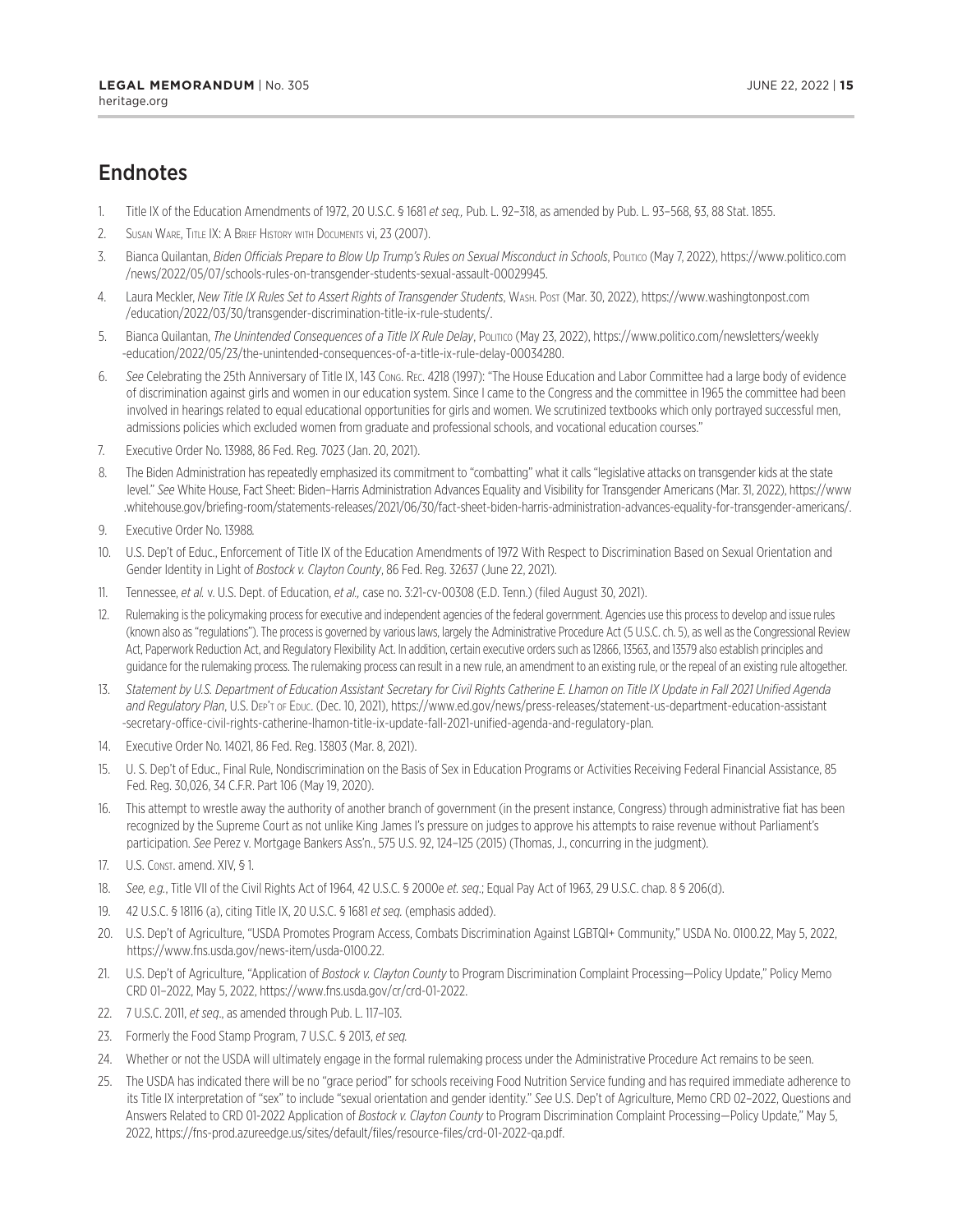## Endnotes

1. Title IX of the Education Amendments of 1972, 20 U.S.C. § 1681 *et seq.,* Pub. L. 92–318, as amended by Pub. L. 93–568, §3, 88 Stat. 1855.
2. Susan Ware, Title IX: A Brief History with Documents vi, 23 (2007).
3. Bianca Quilantan, *Biden Officials Prepare to Blow Up Trump's Rules on Sexual Misconduct in Schools*, Politico (May 7, 2022), https://www.politico.com/news/2022/05/07/schools-rules-on-transgender-students-sexual-assault-00029945.
4. Laura Meckler, *New Title IX Rules Set to Assert Rights of Transgender Students*, Wash. Post (Mar. 30, 2022), https://www.washingtonpost.com/education/2022/03/30/transgender-discrimination-title-ix-rule-students/.
5. Bianca Quilantan, *The Unintended Consequences of a Title IX Rule Delay*, Politico (May 23, 2022), https://www.politico.com/newsletters/weekly-education/2022/05/23/the-unintended-consequences-of-a-title-ix-rule-delay-00034280.
6. *See* Celebrating the 25th Anniversary of Title IX, 143 Cong. Rec. 4218 (1997): "The House Education and Labor Committee had a large body of evidence of discrimination against girls and women in our education system. Since I came to the Congress and the committee in 1965 the committee had been involved in hearings related to equal educational opportunities for girls and women. We scrutinized textbooks which only portrayed successful men, admissions policies which excluded women from graduate and professional schools, and vocational education courses."
7. Executive Order No. 13988, 86 Fed. Reg. 7023 (Jan. 20, 2021).
8. The Biden Administration has repeatedly emphasized its commitment to "combatting" what it calls "legislative attacks on transgender kids at the state level." *See* White House, Fact Sheet: Biden–Harris Administration Advances Equality and Visibility for Transgender Americans (Mar. 31, 2022), https://www.whitehouse.gov/briefing-room/statements-releases/2021/06/30/fact-sheet-biden-harris-administration-advances-equality-for-transgender-americans/.
9. Executive Order No. 13988.
10. U.S. Dep't of Educ., Enforcement of Title IX of the Education Amendments of 1972 With Respect to Discrimination Based on Sexual Orientation and Gender Identity in Light of *Bostock v. Clayton County*, 86 Fed. Reg. 32637 (June 22, 2021).
11. Tennessee, *et al.* v. U.S. Dept. of Education, *et al.,* case no. 3:21-cv-00308 (E.D. Tenn.) (filed August 30, 2021).
12. Rulemaking is the policymaking process for executive and independent agencies of the federal government. Agencies use this process to develop and issue rules (known also as "regulations"). The process is governed by various laws, largely the Administrative Procedure Act (5 U.S.C. ch. 5), as well as the Congressional Review Act, Paperwork Reduction Act, and Regulatory Flexibility Act. In addition, certain executive orders such as 12866, 13563, and 13579 also establish principles and guidance for the rulemaking process. The rulemaking process can result in a new rule, an amendment to an existing rule, or the repeal of an existing rule altogether.
13. *Statement by U.S. Department of Education Assistant Secretary for Civil Rights Catherine E. Lhamon on Title IX Update in Fall 2021 Unified Agenda and Regulatory Plan*, U.S. Dep't of Educ. (Dec. 10, 2021), https://www.ed.gov/news/press-releases/statement-us-department-education-assistant-secretary-office-civil-rights-catherine-lhamon-title-ix-update-fall-2021-unified-agenda-and-regulatory-plan.
14. Executive Order No. 14021, 86 Fed. Reg. 13803 (Mar. 8, 2021).
15. U. S. Dep't of Educ., Final Rule, Nondiscrimination on the Basis of Sex in Education Programs or Activities Receiving Federal Financial Assistance, 85 Fed. Reg. 30,026, 34 C.F.R. Part 106 (May 19, 2020).
16. This attempt to wrestle away the authority of another branch of government (in the present instance, Congress) through administrative fiat has been recognized by the Supreme Court as not unlike King James I's pressure on judges to approve his attempts to raise revenue without Parliament's participation. *See* Perez v. Mortgage Bankers Ass'n., 575 U.S. 92, 124–125 (2015) (Thomas, J., concurring in the judgment).
17. U.S. Const. amend. XIV, § 1.
18. *See, e.g.*, Title VII of the Civil Rights Act of 1964, 42 U.S.C. § 2000e *et. seq*.; Equal Pay Act of 1963, 29 U.S.C. chap. 8 § 206(d).
19. 42 U.S.C. § 18116 (a), citing Title IX, 20 U.S.C. § 1681 *et seq.* (emphasis added).
20. U.S. Dep't of Agriculture, "USDA Promotes Program Access, Combats Discrimination Against LGBTQI+ Community," USDA No. 0100.22, May 5, 2022, https://www.fns.usda.gov/news-item/usda-0100.22.
21. U.S. Dep't of Agriculture, "Application of *Bostock v. Clayton County* to Program Discrimination Complaint Processing—Policy Update," Policy Memo CRD 01–2022, May 5, 2022, https://www.fns.usda.gov/cr/crd-01-2022.
22. 7 U.S.C. 2011, *et seq*., as amended through Pub. L. 117–103.
23. Formerly the Food Stamp Program, 7 U.S.C. § 2013, *et seq.*
24. Whether or not the USDA will ultimately engage in the formal rulemaking process under the Administrative Procedure Act remains to be seen.
25. The USDA has indicated there will be no "grace period" for schools receiving Food Nutrition Service funding and has required immediate adherence to its Title IX interpretation of "sex" to include "sexual orientation and gender identity." *See* U.S. Dep't of Agriculture, Memo CRD 02–2022, Questions and Answers Related to CRD 01-2022 Application of *Bostock v. Clayton County* to Program Discrimination Complaint Processing—Policy Update," May 5, 2022, https://fns-prod.azureedge.us/sites/default/files/resource-files/crd-01-2022-qa.pdf.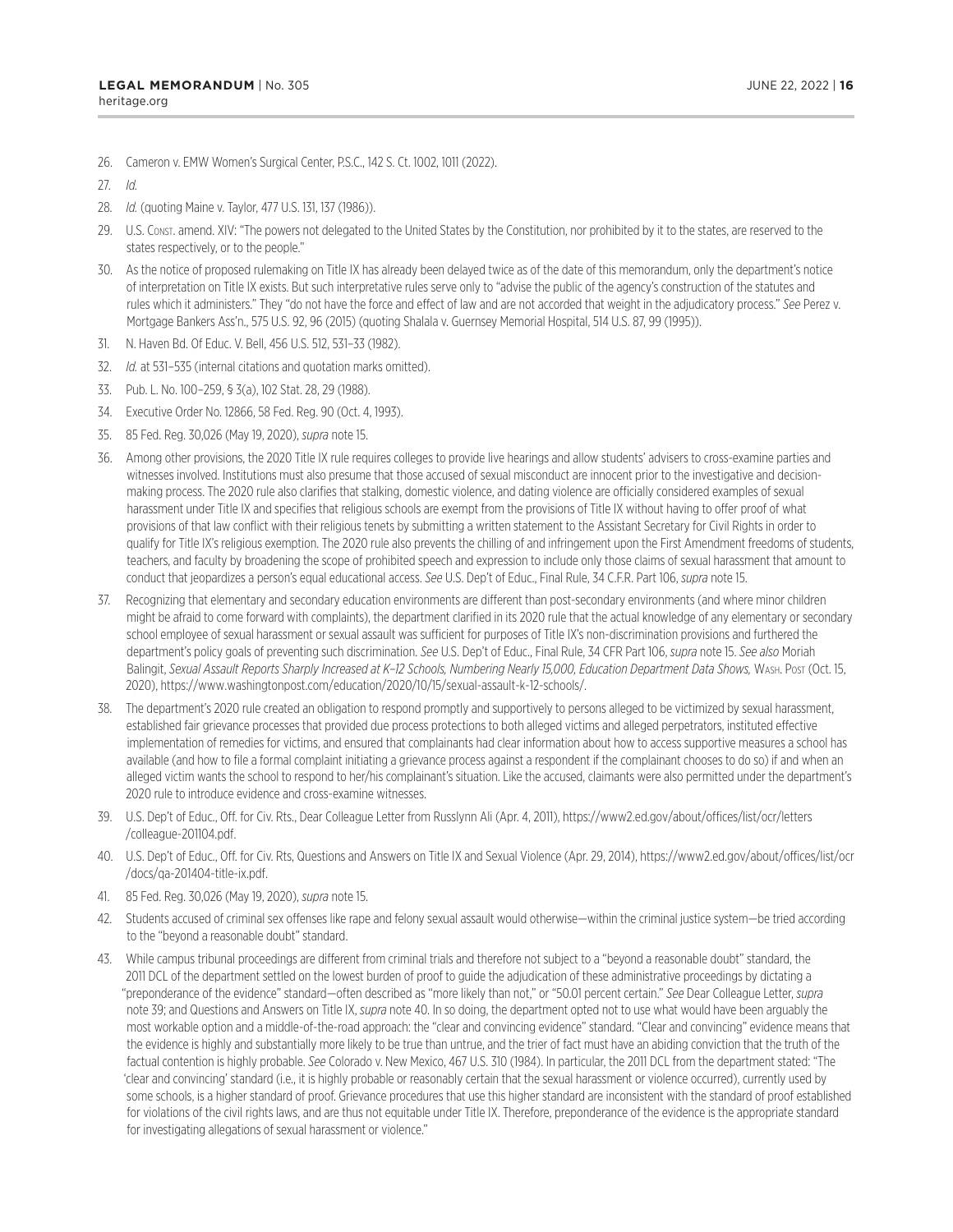26. Cameron v. EMW Women's Surgical Center, P.S.C., 142 S. Ct. 1002, 1011 (2022).

27. *Id.*

28. *Id.* (quoting Maine v. Taylor, 477 U.S. 131, 137 (1986)).

29. U.S. Const. amend. XIV: "The powers not delegated to the United States by the Constitution, nor prohibited by it to the states, are reserved to the states respectively, or to the people."

30. As the notice of proposed rulemaking on Title IX has already been delayed twice as of the date of this memorandum, only the department's notice of interpretation on Title IX exists. But such interpretative rules serve only to "advise the public of the agency's construction of the statutes and rules which it administers." They "do not have the force and effect of law and are not accorded that weight in the adjudicatory process." *See* Perez v. Mortgage Bankers Ass'n., 575 U.S. 92, 96 (2015) (quoting Shalala v. Guernsey Memorial Hospital, 514 U.S. 87, 99 (1995)).

31. N. Haven Bd. Of Educ. V. Bell, 456 U.S. 512, 531–33 (1982).

32. *Id.* at 531–535 (internal citations and quotation marks omitted).

33. Pub. L. No. 100–259, § 3(a), 102 Stat. 28, 29 (1988).

34. Executive Order No. 12866, 58 Fed. Reg. 90 (Oct. 4, 1993).

35. 85 Fed. Reg. 30,026 (May 19, 2020), *supra* note 15.

36. Among other provisions, the 2020 Title IX rule requires colleges to provide live hearings and allow students' advisers to cross-examine parties and witnesses involved. Institutions must also presume that those accused of sexual misconduct are innocent prior to the investigative and decision-making process. The 2020 rule also clarifies that stalking, domestic violence, and dating violence are officially considered examples of sexual harassment under Title IX and specifies that religious schools are exempt from the provisions of Title IX without having to offer proof of what provisions of that law conflict with their religious tenets by submitting a written statement to the Assistant Secretary for Civil Rights in order to qualify for Title IX's religious exemption. The 2020 rule also prevents the chilling of and infringement upon the First Amendment freedoms of students, teachers, and faculty by broadening the scope of prohibited speech and expression to include only those claims of sexual harassment that amount to conduct that jeopardizes a person's equal educational access. *See* U.S. Dep't of Educ., Final Rule, 34 C.F.R. Part 106, *supra* note 15.

37. Recognizing that elementary and secondary education environments are different than post-secondary environments (and where minor children might be afraid to come forward with complaints), the department clarified in its 2020 rule that the actual knowledge of any elementary or secondary school employee of sexual harassment or sexual assault was sufficient for purposes of Title IX's non-discrimination provisions and furthered the department's policy goals of preventing such discrimination. *See* U.S. Dep't of Educ., Final Rule, 34 CFR Part 106, *supra* note 15. *See also* Moriah Balingit, *Sexual Assault Reports Sharply Increased at K–12 Schools, Numbering Nearly 15,000, Education Department Data Shows,* Wash. Post (Oct. 15, 2020), https://www.washingtonpost.com/education/2020/10/15/sexual-assault-k-12-schools/.

38. The department's 2020 rule created an obligation to respond promptly and supportively to persons alleged to be victimized by sexual harassment, established fair grievance processes that provided due process protections to both alleged victims and alleged perpetrators, instituted effective implementation of remedies for victims, and ensured that complainants had clear information about how to access supportive measures a school has available (and how to file a formal complaint initiating a grievance process against a respondent if the complainant chooses to do so) if and when an alleged victim wants the school to respond to her/his complainant's situation. Like the accused, claimants were also permitted under the department's 2020 rule to introduce evidence and cross-examine witnesses.

39. U.S. Dep't of Educ., Off. for Civ. Rts., Dear Colleague Letter from Russlynn Ali (Apr. 4, 2011), https://www2.ed.gov/about/offices/list/ocr/letters/colleague-201104.pdf.

40. U.S. Dep't of Educ., Off. for Civ. Rts, Questions and Answers on Title IX and Sexual Violence (Apr. 29, 2014), https://www2.ed.gov/about/offices/list/ocr/docs/qa-201404-title-ix.pdf.

41. 85 Fed. Reg. 30,026 (May 19, 2020), *supra* note 15.

42. Students accused of criminal sex offenses like rape and felony sexual assault would otherwise—within the criminal justice system—be tried according to the "beyond a reasonable doubt" standard.

43. While campus tribunal proceedings are different from criminal trials and therefore not subject to a "beyond a reasonable doubt" standard, the 2011 DCL of the department settled on the lowest burden of proof to guide the adjudication of these administrative proceedings by dictating a "preponderance of the evidence" standard—often described as "more likely than not," or "50.01 percent certain." *See* Dear Colleague Letter, *supra* note 39; and Questions and Answers on Title IX, *supra* note 40. In so doing, the department opted not to use what would have been arguably the most workable option and a middle-of-the-road approach: the "clear and convincing evidence" standard. "Clear and convincing" evidence means that the evidence is highly and substantially more likely to be true than untrue, and the trier of fact must have an abiding conviction that the truth of the factual contention is highly probable. *See* Colorado v. New Mexico, 467 U.S. 310 (1984). In particular, the 2011 DCL from the department stated: "The 'clear and convincing' standard (i.e., it is highly probable or reasonably certain that the sexual harassment or violence occurred), currently used by some schools, is a higher standard of proof. Grievance procedures that use this higher standard are inconsistent with the standard of proof established for violations of the civil rights laws, and are thus not equitable under Title IX. Therefore, preponderance of the evidence is the appropriate standard for investigating allegations of sexual harassment or violence."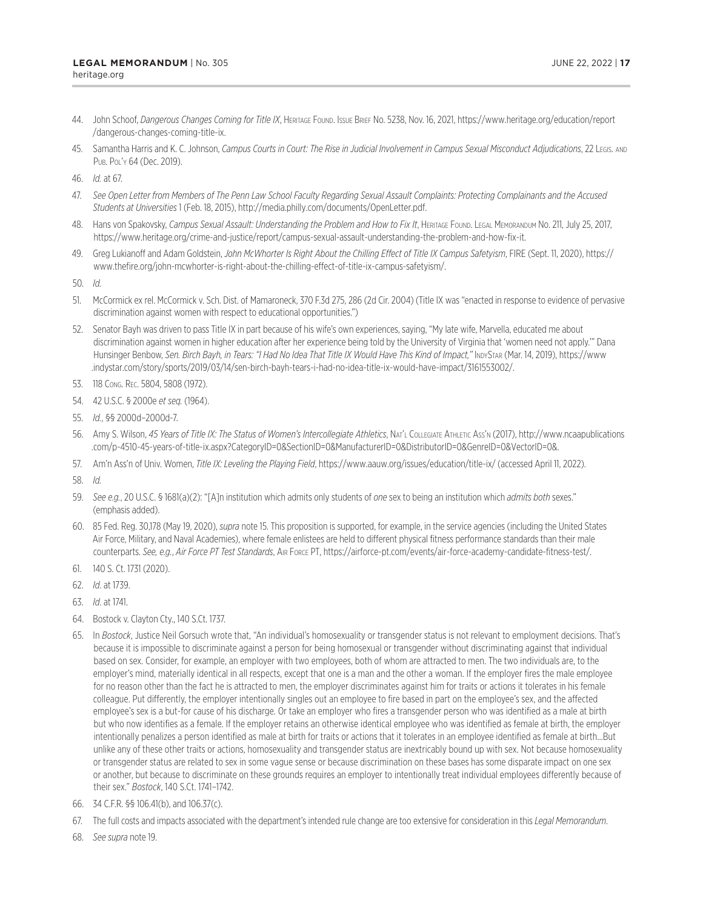44. John Schoof, *Dangerous Changes Coming for Title IX*, Heritage Found. Issue Brief No. 5238, Nov. 16, 2021, https://www.heritage.org/education/report/dangerous-changes-coming-title-ix.

45. Samantha Harris and K. C. Johnson, *Campus Courts in Court: The Rise in Judicial Involvement in Campus Sexual Misconduct Adjudications*, 22 Legis. and Pub. Pol'y 64 (Dec. 2019).

46. *Id.* at 67.

47. *See Open Letter from Members of The Penn Law School Faculty Regarding Sexual Assault Complaints: Protecting Complainants and the Accused Students at Universities* 1 (Feb. 18, 2015), http://media.philly.com/documents/OpenLetter.pdf.

48. Hans von Spakovsky, *Campus Sexual Assault: Understanding the Problem and How to Fix It*, Heritage Found. Legal Memorandum No. 211, July 25, 2017, https://www.heritage.org/crime-and-justice/report/campus-sexual-assault-understanding-the-problem-and-how-fix-it.

49. Greg Lukianoff and Adam Goldstein, *John McWhorter Is Right About the Chilling Effect of Title IX Campus Safetyism*, FIRE (Sept. 11, 2020), https://www.thefire.org/john-mcwhorter-is-right-about-the-chilling-effect-of-title-ix-campus-safetyism/.

50. *Id.*

51. McCormick ex rel. McCormick v. Sch. Dist. of Mamaroneck, 370 F.3d 275, 286 (2d Cir. 2004) (Title IX was "enacted in response to evidence of pervasive discrimination against women with respect to educational opportunities.")

52. Senator Bayh was driven to pass Title IX in part because of his wife's own experiences, saying, "My late wife, Marvella, educated me about discrimination against women in higher education after her experience being told by the University of Virginia that 'women need not apply.'" Dana Hunsinger Benbow, *Sen. Birch Bayh, in Tears: "I Had No Idea That Title IX Would Have This Kind of Impact,"* IndyStar (Mar. 14, 2019), https://www.indystar.com/story/sports/2019/03/14/sen-birch-bayh-tears-i-had-no-idea-title-ix-would-have-impact/3161553002/.

53. 118 Cong. Rec. 5804, 5808 (1972).

54. 42 U.S.C. § 2000e *et seq.* (1964).

55. *Id.*, §§ 2000d–2000d-7.

56. Amy S. Wilson, *45 Years of Title IX: The Status of Women's Intercollegiate Athletics*, Nat'l Collegiate Athletic Ass'n (2017), http://www.ncaapublications.com/p-4510-45-years-of-title-ix.aspx?CategoryID=0&SectionID=0&ManufacturerID=0&DistributorID=0&GenreID=0&VectorID=0&.

57. Am'n Ass'n of Univ. Women, *Title IX: Leveling the Playing Field*, https://www.aauw.org/issues/education/title-ix/ (accessed April 11, 2022).

58. *Id.*

59. *See e.g.*, 20 U.S.C. § 1681(a)(2): "[A]n institution which admits only students of *one* sex to being an institution which *admits both* sexes." (emphasis added).

60. 85 Fed. Reg. 30,178 (May 19, 2020), *supra* note 15. This proposition is supported, for example, in the service agencies (including the United States Air Force, Military, and Naval Academies), where female enlistees are held to different physical fitness performance standards than their male counterparts. *See, e.g.*, *Air Force PT Test Standards*, Air Force PT, https://airforce-pt.com/events/air-force-academy-candidate-fitness-test/.

61. 140 S. Ct. 1731 (2020).

62. *Id*. at 1739.

63. *Id*. at 1741.

64. Bostock v. Clayton Cty., 140 S.Ct. 1737.

65. In *Bostock*, Justice Neil Gorsuch wrote that, "An individual's homosexuality or transgender status is not relevant to employment decisions. That's because it is impossible to discriminate against a person for being homosexual or transgender without discriminating against that individual based on sex. Consider, for example, an employer with two employees, both of whom are attracted to men. The two individuals are, to the employer's mind, materially identical in all respects, except that one is a man and the other a woman. If the employer fires the male employee for no reason other than the fact he is attracted to men, the employer discriminates against him for traits or actions it tolerates in his female colleague. Put differently, the employer intentionally singles out an employee to fire based in part on the employee's sex, and the affected employee's sex is a but-for cause of his discharge. Or take an employer who fires a transgender person who was identified as a male at birth but who now identifies as a female. If the employer retains an otherwise identical employee who was identified as female at birth, the employer intentionally penalizes a person identified as male at birth for traits or actions that it tolerates in an employee identified as female at birth…But unlike any of these other traits or actions, homosexuality and transgender status are inextricably bound up with sex. Not because homosexuality or transgender status are related to sex in some vague sense or because discrimination on these bases has some disparate impact on one sex or another, but because to discriminate on these grounds requires an employer to intentionally treat individual employees differently because of their sex." *Bostock*, 140 S.Ct. 1741–1742.

66. 34 C.F.R. §§ 106.41(b), and 106.37(c).

67. The full costs and impacts associated with the department's intended rule change are too extensive for consideration in this *Legal Memorandum*.

68. *See supra* note 19.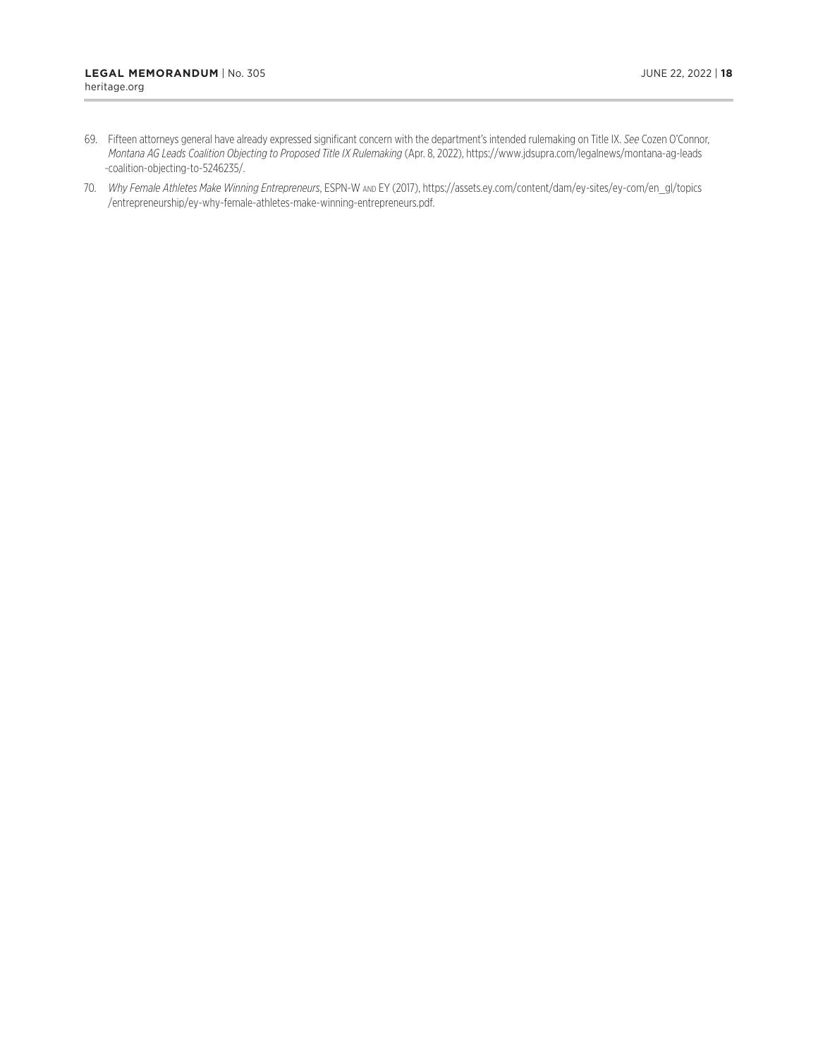69. Fifteen attorneys general have already expressed significant concern with the department's intended rulemaking on Title IX. *See* Cozen O'Connor, *Montana AG Leads Coalition Objecting to Proposed Title IX Rulemaking* (Apr. 8, 2022), https://www.jdsupra.com/legalnews/montana-ag-leads-coalition-objecting-to-5246235/.

70. *Why Female Athletes Make Winning Entrepreneurs*, ESPN-W AND EY (2017), https://assets.ey.com/content/dam/ey-sites/ey-com/en_gl/topics/entrepreneurship/ey-why-female-athletes-make-winning-entrepreneurs.pdf.